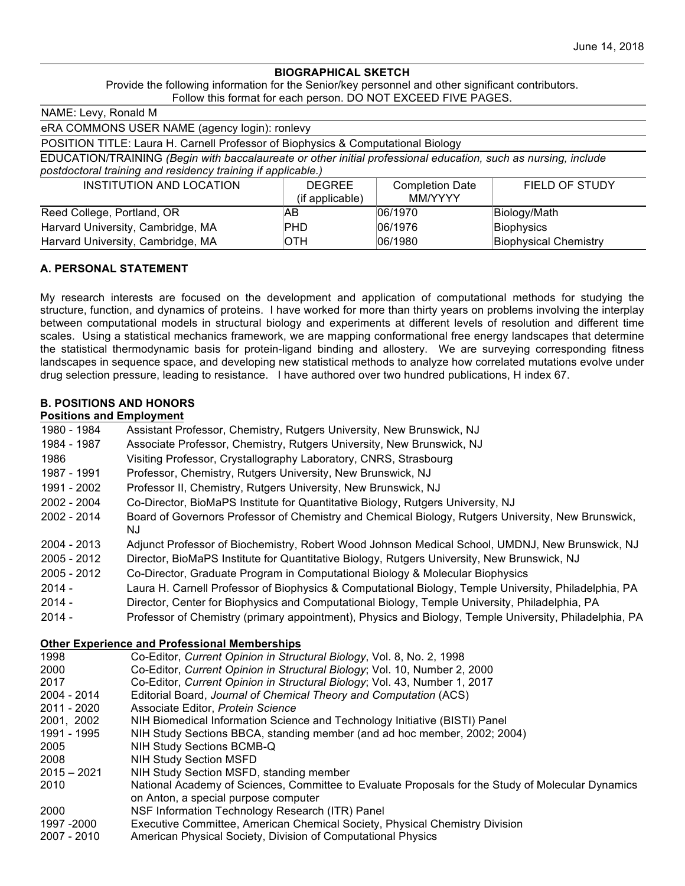June 14, 2018

## BIOGRAPHICAL SKETCH

Provide the following information for the Senior/key personnel and other significant contributors.
Follow this format for each person. DO NOT EXCEED FIVE PAGES.

NAME: Levy, Ronald M

eRA COMMONS USER NAME (agency login): ronlevy

POSITION TITLE: Laura H. Carnell Professor of Biophysics & Computational Biology

EDUCATION/TRAINING *(Begin with baccalaureate or other initial professional education, such as nursing, include postdoctoral training and residency training if applicable.)*

| INSTITUTION AND LOCATION | DEGREE (if applicable) | Completion Date MM/YYYY | FIELD OF STUDY |
|---|---|---|---|
| Reed College, Portland, OR | AB | 06/1970 | Biology/Math |
| Harvard University, Cambridge, MA | PHD | 06/1976 | Biophysics |
| Harvard University, Cambridge, MA | OTH | 06/1980 | Biophysical Chemistry |

### A. PERSONAL STATEMENT

My research interests are focused on the development and application of computational methods for studying the structure, function, and dynamics of proteins. I have worked for more than thirty years on problems involving the interplay between computational models in structural biology and experiments at different levels of resolution and different time scales. Using a statistical mechanics framework, we are mapping conformational free energy landscapes that determine the statistical thermodynamic basis for protein-ligand binding and allostery. We are surveying corresponding fitness landscapes in sequence space, and developing new statistical methods to analyze how correlated mutations evolve under drug selection pressure, leading to resistance. I have authored over two hundred publications, H index 67.

### B. POSITIONS AND HONORS

**Positions and Employment**

| | |
|---|---|
| 1980 - 1984 | Assistant Professor, Chemistry, Rutgers University, New Brunswick, NJ |
| 1984 - 1987 | Associate Professor, Chemistry, Rutgers University, New Brunswick, NJ |
| 1986 | Visiting Professor, Crystallography Laboratory, CNRS, Strasbourg |
| 1987 - 1991 | Professor, Chemistry, Rutgers University, New Brunswick, NJ |
| 1991 - 2002 | Professor II, Chemistry, Rutgers University, New Brunswick, NJ |
| 2002 - 2004 | Co-Director, BioMaPS Institute for Quantitative Biology, Rutgers University, NJ |
| 2002 - 2014 | Board of Governors Professor of Chemistry and Chemical Biology, Rutgers University, New Brunswick, NJ |
| 2004 - 2013 | Adjunct Professor of Biochemistry, Robert Wood Johnson Medical School, UMDNJ, New Brunswick, NJ |
| 2005 - 2012 | Director, BioMaPS Institute for Quantitative Biology, Rutgers University, New Brunswick, NJ |
| 2005 - 2012 | Co-Director, Graduate Program in Computational Biology & Molecular Biophysics |
| 2014 - | Laura H. Carnell Professor of Biophysics & Computational Biology, Temple University, Philadelphia, PA |
| 2014 - | Director, Center for Biophysics and Computational Biology, Temple University, Philadelphia, PA |
| 2014 - | Professor of Chemistry (primary appointment), Physics and Biology, Temple University, Philadelphia, PA |

**Other Experience and Professional Memberships**

| | |
|---|---|
| 1998 | Co-Editor, *Current Opinion in Structural Biology*, Vol. 8, No. 2, 1998 |
| 2000 | Co-Editor, *Current Opinion in Structural Biology*; Vol. 10, Number 2, 2000 |
| 2017 | Co-Editor, *Current Opinion in Structural Biology*; Vol. 43, Number 1, 2017 |
| 2004 - 2014 | Editorial Board, *Journal of Chemical Theory and Computation* (ACS) |
| 2011 - 2020 | Associate Editor, *Protein Science* |
| 2001, 2002 | NIH Biomedical Information Science and Technology Initiative (BISTI) Panel |
| 1991 - 1995 | NIH Study Sections BBCA, standing member (and ad hoc member, 2002; 2004) |
| 2005 | NIH Study Sections BCMB-Q |
| 2008 | NIH Study Section MSFD |
| 2015 – 2021 | NIH Study Section MSFD, standing member |
| 2010 | National Academy of Sciences, Committee to Evaluate Proposals for the Study of Molecular Dynamics on Anton, a special purpose computer |
| 2000 | NSF Information Technology Research (ITR) Panel |
| 1997 -2000 | Executive Committee, American Chemical Society, Physical Chemistry Division |
| 2007 - 2010 | American Physical Society, Division of Computational Physics |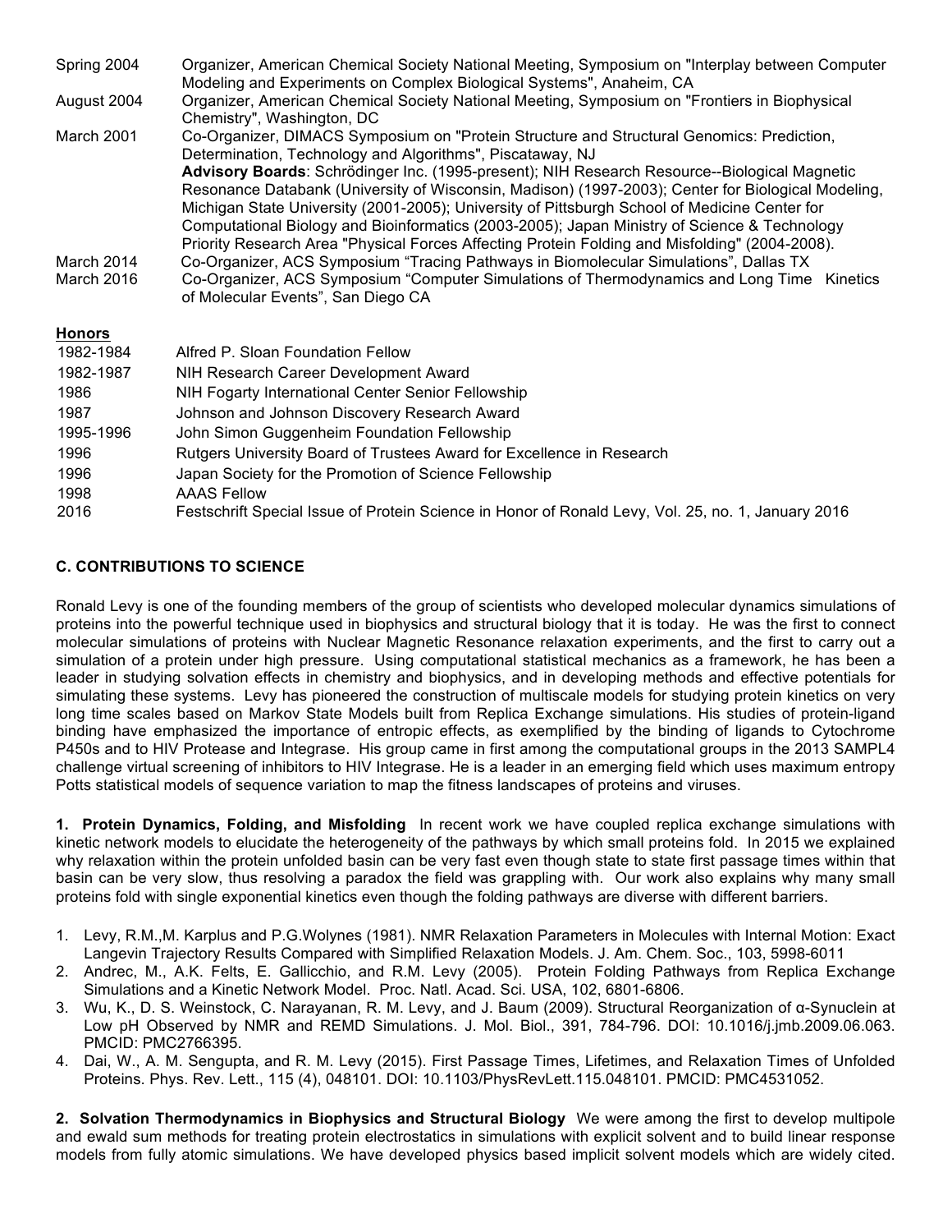| | |
|---|---|
| Spring 2004 | Organizer, American Chemical Society National Meeting, Symposium on "Interplay between Computer Modeling and Experiments on Complex Biological Systems", Anaheim, CA |
| August 2004 | Organizer, American Chemical Society National Meeting, Symposium on "Frontiers in Biophysical Chemistry", Washington, DC |
| March 2001 | Co-Organizer, DIMACS Symposium on "Protein Structure and Structural Genomics: Prediction, Determination, Technology and Algorithms", Piscataway, NJ |
| | **Advisory Boards**: Schrödinger Inc. (1995-present); NIH Research Resource--Biological Magnetic Resonance Databank (University of Wisconsin, Madison) (1997-2003); Center for Biological Modeling, Michigan State University (2001-2005); University of Pittsburgh School of Medicine Center for Computational Biology and Bioinformatics (2003-2005); Japan Ministry of Science & Technology Priority Research Area "Physical Forces Affecting Protein Folding and Misfolding" (2004-2008). |
| March 2014 | Co-Organizer, ACS Symposium "Tracing Pathways in Biomolecular Simulations", Dallas TX |
| March 2016 | Co-Organizer, ACS Symposium "Computer Simulations of Thermodynamics and Long Time Kinetics of Molecular Events", San Diego CA |

## Honors

| | |
|---|---|
| 1982-1984 | Alfred P. Sloan Foundation Fellow |
| 1982-1987 | NIH Research Career Development Award |
| 1986 | NIH Fogarty International Center Senior Fellowship |
| 1987 | Johnson and Johnson Discovery Research Award |
| 1995-1996 | John Simon Guggenheim Foundation Fellowship |
| 1996 | Rutgers University Board of Trustees Award for Excellence in Research |
| 1996 | Japan Society for the Promotion of Science Fellowship |
| 1998 | AAAS Fellow |
| 2016 | Festschrift Special Issue of Protein Science in Honor of Ronald Levy, Vol. 25, no. 1, January 2016 |

## C. CONTRIBUTIONS TO SCIENCE

Ronald Levy is one of the founding members of the group of scientists who developed molecular dynamics simulations of proteins into the powerful technique used in biophysics and structural biology that it is today. He was the first to connect molecular simulations of proteins with Nuclear Magnetic Resonance relaxation experiments, and the first to carry out a simulation of a protein under high pressure. Using computational statistical mechanics as a framework, he has been a leader in studying solvation effects in chemistry and biophysics, and in developing methods and effective potentials for simulating these systems. Levy has pioneered the construction of multiscale models for studying protein kinetics on very long time scales based on Markov State Models built from Replica Exchange simulations. His studies of protein-ligand binding have emphasized the importance of entropic effects, as exemplified by the binding of ligands to Cytochrome P450s and to HIV Protease and Integrase. His group came in first among the computational groups in the 2013 SAMPL4 challenge virtual screening of inhibitors to HIV Integrase. He is a leader in an emerging field which uses maximum entropy Potts statistical models of sequence variation to map the fitness landscapes of proteins and viruses.

**1. Protein Dynamics, Folding, and Misfolding** In recent work we have coupled replica exchange simulations with kinetic network models to elucidate the heterogeneity of the pathways by which small proteins fold. In 2015 we explained why relaxation within the protein unfolded basin can be very fast even though state to state first passage times within that basin can be very slow, thus resolving a paradox the field was grappling with. Our work also explains why many small proteins fold with single exponential kinetics even though the folding pathways are diverse with different barriers.

1. Levy, R.M.,M. Karplus and P.G.Wolynes (1981). NMR Relaxation Parameters in Molecules with Internal Motion: Exact Langevin Trajectory Results Compared with Simplified Relaxation Models. J. Am. Chem. Soc., 103, 5998-6011
2. Andrec, M., A.K. Felts, E. Gallicchio, and R.M. Levy (2005). Protein Folding Pathways from Replica Exchange Simulations and a Kinetic Network Model. Proc. Natl. Acad. Sci. USA, 102, 6801-6806.
3. Wu, K., D. S. Weinstock, C. Narayanan, R. M. Levy, and J. Baum (2009). Structural Reorganization of α-Synuclein at Low pH Observed by NMR and REMD Simulations. J. Mol. Biol., 391, 784-796. DOI: 10.1016/j.jmb.2009.06.063. PMCID: PMC2766395.
4. Dai, W., A. M. Sengupta, and R. M. Levy (2015). First Passage Times, Lifetimes, and Relaxation Times of Unfolded Proteins. Phys. Rev. Lett., 115 (4), 048101. DOI: 10.1103/PhysRevLett.115.048101. PMCID: PMC4531052.

**2. Solvation Thermodynamics in Biophysics and Structural Biology** We were among the first to develop multipole and ewald sum methods for treating protein electrostatics in simulations with explicit solvent and to build linear response models from fully atomic simulations. We have developed physics based implicit solvent models which are widely cited.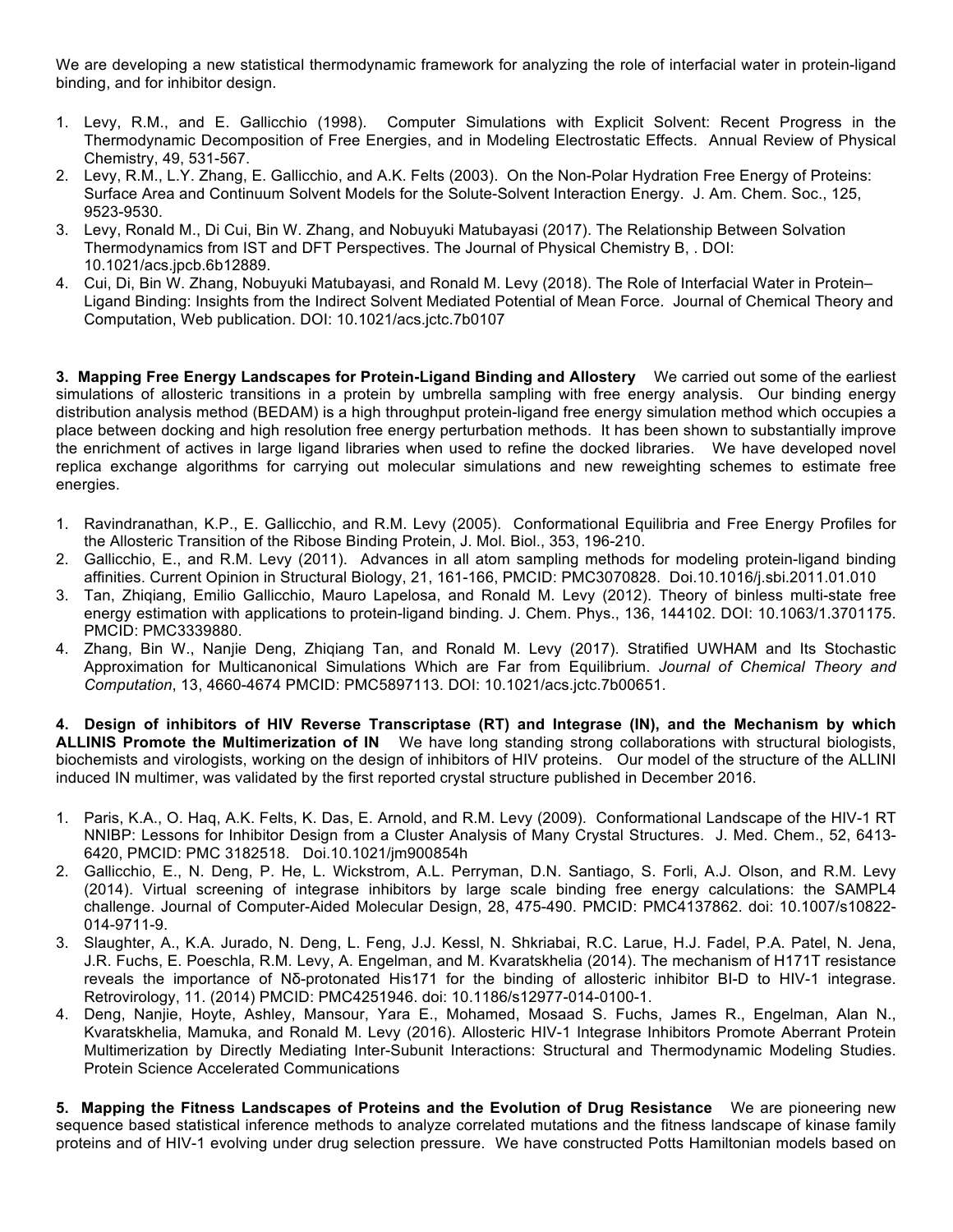We are developing a new statistical thermodynamic framework for analyzing the role of interfacial water in protein-ligand binding, and for inhibitor design.

1. Levy, R.M., and E. Gallicchio (1998). Computer Simulations with Explicit Solvent: Recent Progress in the Thermodynamic Decomposition of Free Energies, and in Modeling Electrostatic Effects. Annual Review of Physical Chemistry, 49, 531-567.
2. Levy, R.M., L.Y. Zhang, E. Gallicchio, and A.K. Felts (2003). On the Non-Polar Hydration Free Energy of Proteins: Surface Area and Continuum Solvent Models for the Solute-Solvent Interaction Energy. J. Am. Chem. Soc., 125, 9523-9530.
3. Levy, Ronald M., Di Cui, Bin W. Zhang, and Nobuyuki Matubayasi (2017). The Relationship Between Solvation Thermodynamics from IST and DFT Perspectives. The Journal of Physical Chemistry B, . DOI: 10.1021/acs.jpcb.6b12889.
4. Cui, Di, Bin W. Zhang, Nobuyuki Matubayasi, and Ronald M. Levy (2018). The Role of Interfacial Water in Protein–Ligand Binding: Insights from the Indirect Solvent Mediated Potential of Mean Force. Journal of Chemical Theory and Computation, Web publication. DOI: 10.1021/acs.jctc.7b0107

**3. Mapping Free Energy Landscapes for Protein-Ligand Binding and Allostery** We carried out some of the earliest simulations of allosteric transitions in a protein by umbrella sampling with free energy analysis. Our binding energy distribution analysis method (BEDAM) is a high throughput protein-ligand free energy simulation method which occupies a place between docking and high resolution free energy perturbation methods. It has been shown to substantially improve the enrichment of actives in large ligand libraries when used to refine the docked libraries. We have developed novel replica exchange algorithms for carrying out molecular simulations and new reweighting schemes to estimate free energies.

1. Ravindranathan, K.P., E. Gallicchio, and R.M. Levy (2005). Conformational Equilibria and Free Energy Profiles for the Allosteric Transition of the Ribose Binding Protein, J. Mol. Biol., 353, 196-210.
2. Gallicchio, E., and R.M. Levy (2011). Advances in all atom sampling methods for modeling protein-ligand binding affinities. Current Opinion in Structural Biology, 21, 161-166, PMCID: PMC3070828. Doi.10.1016/j.sbi.2011.01.010
3. Tan, Zhiqiang, Emilio Gallicchio, Mauro Lapelosa, and Ronald M. Levy (2012). Theory of binless multi-state free energy estimation with applications to protein-ligand binding. J. Chem. Phys., 136, 144102. DOI: 10.1063/1.3701175. PMCID: PMC3339880.
4. Zhang, Bin W., Nanjie Deng, Zhiqiang Tan, and Ronald M. Levy (2017). Stratified UWHAM and Its Stochastic Approximation for Multicanonical Simulations Which are Far from Equilibrium. *Journal of Chemical Theory and Computation*, 13, 4660-4674 PMCID: PMC5897113. DOI: 10.1021/acs.jctc.7b00651.

**4. Design of inhibitors of HIV Reverse Transcriptase (RT) and Integrase (IN), and the Mechanism by which ALLINIS Promote the Multimerization of IN** We have long standing strong collaborations with structural biologists, biochemists and virologists, working on the design of inhibitors of HIV proteins. Our model of the structure of the ALLINI induced IN multimer, was validated by the first reported crystal structure published in December 2016.

1. Paris, K.A., O. Haq, A.K. Felts, K. Das, E. Arnold, and R.M. Levy (2009). Conformational Landscape of the HIV-1 RT NNIBP: Lessons for Inhibitor Design from a Cluster Analysis of Many Crystal Structures. J. Med. Chem., 52, 6413-6420, PMCID: PMC 3182518. Doi.10.1021/jm900854h
2. Gallicchio, E., N. Deng, P. He, L. Wickstrom, A.L. Perryman, D.N. Santiago, S. Forli, A.J. Olson, and R.M. Levy (2014). Virtual screening of integrase inhibitors by large scale binding free energy calculations: the SAMPL4 challenge. Journal of Computer-Aided Molecular Design, 28, 475-490. PMCID: PMC4137862. doi: 10.1007/s10822-014-9711-9.
3. Slaughter, A., K.A. Jurado, N. Deng, L. Feng, J.J. Kessl, N. Shkriabai, R.C. Larue, H.J. Fadel, P.A. Patel, N. Jena, J.R. Fuchs, E. Poeschla, R.M. Levy, A. Engelman, and M. Kvaratskhelia (2014). The mechanism of H171T resistance reveals the importance of Nδ-protonated His171 for the binding of allosteric inhibitor BI-D to HIV-1 integrase. Retrovirology, 11. (2014) PMCID: PMC4251946. doi: 10.1186/s12977-014-0100-1.
4. Deng, Nanjie, Hoyte, Ashley, Mansour, Yara E., Mohamed, Mosaad S. Fuchs, James R., Engelman, Alan N., Kvaratskhelia, Mamuka, and Ronald M. Levy (2016). Allosteric HIV-1 Integrase Inhibitors Promote Aberrant Protein Multimerization by Directly Mediating Inter-Subunit Interactions: Structural and Thermodynamic Modeling Studies. Protein Science Accelerated Communications

**5. Mapping the Fitness Landscapes of Proteins and the Evolution of Drug Resistance** We are pioneering new sequence based statistical inference methods to analyze correlated mutations and the fitness landscape of kinase family proteins and of HIV-1 evolving under drug selection pressure. We have constructed Potts Hamiltonian models based on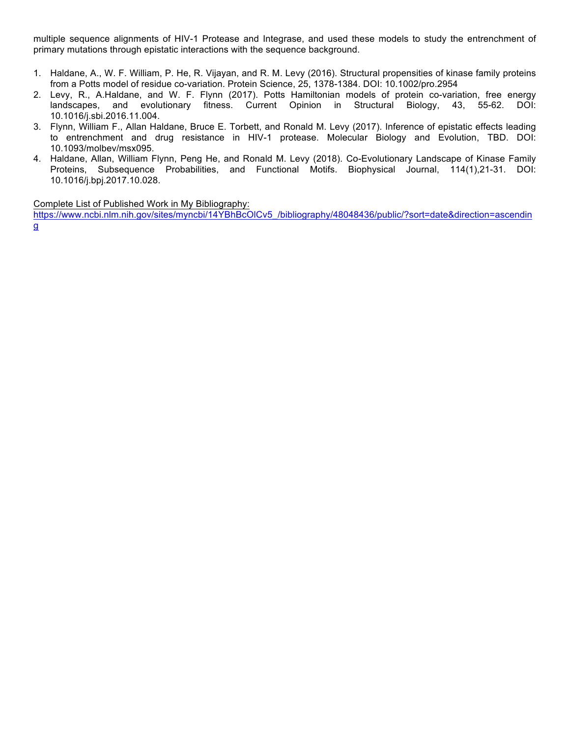multiple sequence alignments of HIV-1 Protease and Integrase, and used these models to study the entrenchment of primary mutations through epistatic interactions with the sequence background.

1. Haldane, A., W. F. William, P. He, R. Vijayan, and R. M. Levy (2016). Structural propensities of kinase family proteins from a Potts model of residue co-variation. Protein Science, 25, 1378-1384. DOI: 10.1002/pro.2954
2. Levy, R., A.Haldane, and W. F. Flynn (2017). Potts Hamiltonian models of protein co-variation, free energy landscapes, and evolutionary fitness. Current Opinion in Structural Biology, 43, 55-62. DOI: 10.1016/j.sbi.2016.11.004.
3. Flynn, William F., Allan Haldane, Bruce E. Torbett, and Ronald M. Levy (2017). Inference of epistatic effects leading to entrenchment and drug resistance in HIV-1 protease. Molecular Biology and Evolution, TBD. DOI: 10.1093/molbev/msx095.
4. Haldane, Allan, William Flynn, Peng He, and Ronald M. Levy (2018). Co-Evolutionary Landscape of Kinase Family Proteins, Subsequence Probabilities, and Functional Motifs. Biophysical Journal, 114(1),21-31. DOI: 10.1016/j.bpj.2017.10.028.

Complete List of Published Work in My Bibliography:
https://www.ncbi.nlm.nih.gov/sites/myncbi/14YBhBcOICv5_/bibliography/48048436/public/?sort=date&direction=ascending